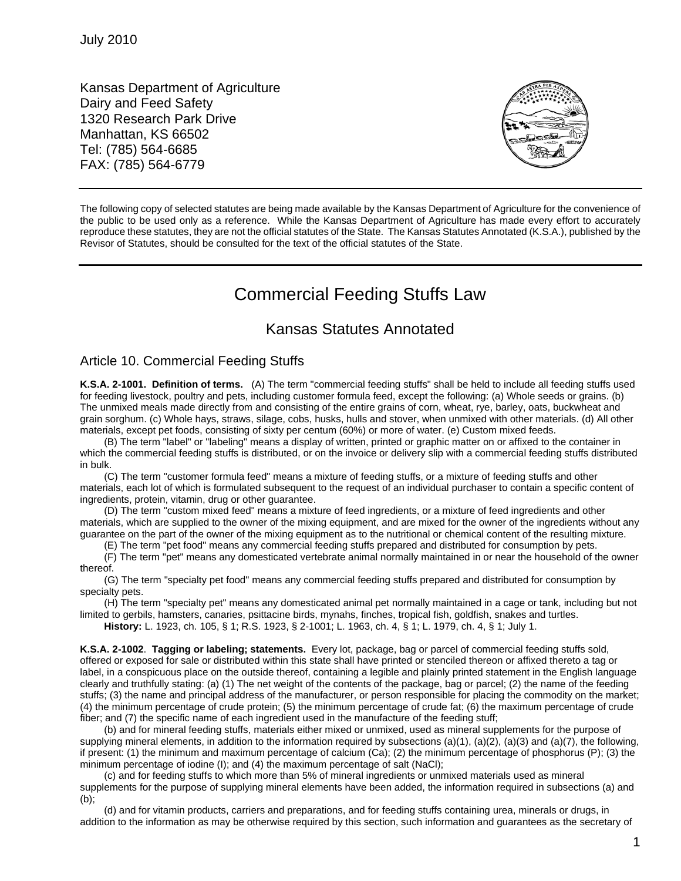July 2010

Kansas Department of Agriculture
Dairy and Feed Safety
1320 Research Park Drive
Manhattan, KS 66502
Tel: (785) 564-6685
FAX: (785) 564-6779

---

The following copy of selected statutes are being made available by the Kansas Department of Agriculture for the convenience of the public to be used only as a reference. While the Kansas Department of Agriculture has made every effort to accurately reproduce these statutes, they are not the official statutes of the State. The Kansas Statutes Annotated (K.S.A.), published by the Revisor of Statutes, should be consulted for the text of the official statutes of the State.

---

# Commercial Feeding Stuffs Law

## Kansas Statutes Annotated

### Article 10. Commercial Feeding Stuffs

**K.S.A. 2-1001. Definition of terms.** (A) The term "commercial feeding stuffs" shall be held to include all feeding stuffs used for feeding livestock, poultry and pets, including customer formula feed, except the following: (a) Whole seeds or grains. (b) The unmixed meals made directly from and consisting of the entire grains of corn, wheat, rye, barley, oats, buckwheat and grain sorghum. (c) Whole hays, straws, silage, cobs, husks, hulls and stover, when unmixed with other materials. (d) All other materials, except pet foods, consisting of sixty per centum (60%) or more of water. (e) Custom mixed feeds.

(B) The term "label" or "labeling" means a display of written, printed or graphic matter on or affixed to the container in which the commercial feeding stuffs is distributed, or on the invoice or delivery slip with a commercial feeding stuffs distributed in bulk.

(C) The term "customer formula feed" means a mixture of feeding stuffs, or a mixture of feeding stuffs and other materials, each lot of which is formulated subsequent to the request of an individual purchaser to contain a specific content of ingredients, protein, vitamin, drug or other guarantee.

(D) The term "custom mixed feed" means a mixture of feed ingredients, or a mixture of feed ingredients and other materials, which are supplied to the owner of the mixing equipment, and are mixed for the owner of the ingredients without any guarantee on the part of the owner of the mixing equipment as to the nutritional or chemical content of the resulting mixture.

(E) The term "pet food" means any commercial feeding stuffs prepared and distributed for consumption by pets.

(F) The term "pet" means any domesticated vertebrate animal normally maintained in or near the household of the owner thereof.

(G) The term "specialty pet food" means any commercial feeding stuffs prepared and distributed for consumption by specialty pets.

(H) The term "specialty pet" means any domesticated animal pet normally maintained in a cage or tank, including but not limited to gerbils, hamsters, canaries, psittacine birds, mynahs, finches, tropical fish, goldfish, snakes and turtles.

**History:** L. 1923, ch. 105, § 1; R.S. 1923, § 2-1001; L. 1963, ch. 4, § 1; L. 1979, ch. 4, § 1; July 1.

**K.S.A. 2-1002. Tagging or labeling; statements.** Every lot, package, bag or parcel of commercial feeding stuffs sold, offered or exposed for sale or distributed within this state shall have printed or stenciled thereon or affixed thereto a tag or label, in a conspicuous place on the outside thereof, containing a legible and plainly printed statement in the English language clearly and truthfully stating: (a) (1) The net weight of the contents of the package, bag or parcel; (2) the name of the feeding stuffs; (3) the name and principal address of the manufacturer, or person responsible for placing the commodity on the market; (4) the minimum percentage of crude protein; (5) the minimum percentage of crude fat; (6) the maximum percentage of crude fiber; and (7) the specific name of each ingredient used in the manufacture of the feeding stuff;

(b) and for mineral feeding stuffs, materials either mixed or unmixed, used as mineral supplements for the purpose of supplying mineral elements, in addition to the information required by subsections (a)(1), (a)(2), (a)(3) and (a)(7), the following, if present: (1) the minimum and maximum percentage of calcium (Ca); (2) the minimum percentage of phosphorus (P); (3) the minimum percentage of iodine (I); and (4) the maximum percentage of salt (NaCl);

(c) and for feeding stuffs to which more than 5% of mineral ingredients or unmixed materials used as mineral supplements for the purpose of supplying mineral elements have been added, the information required in subsections (a) and (b);

(d) and for vitamin products, carriers and preparations, and for feeding stuffs containing urea, minerals or drugs, in addition to the information as may be otherwise required by this section, such information and guarantees as the secretary of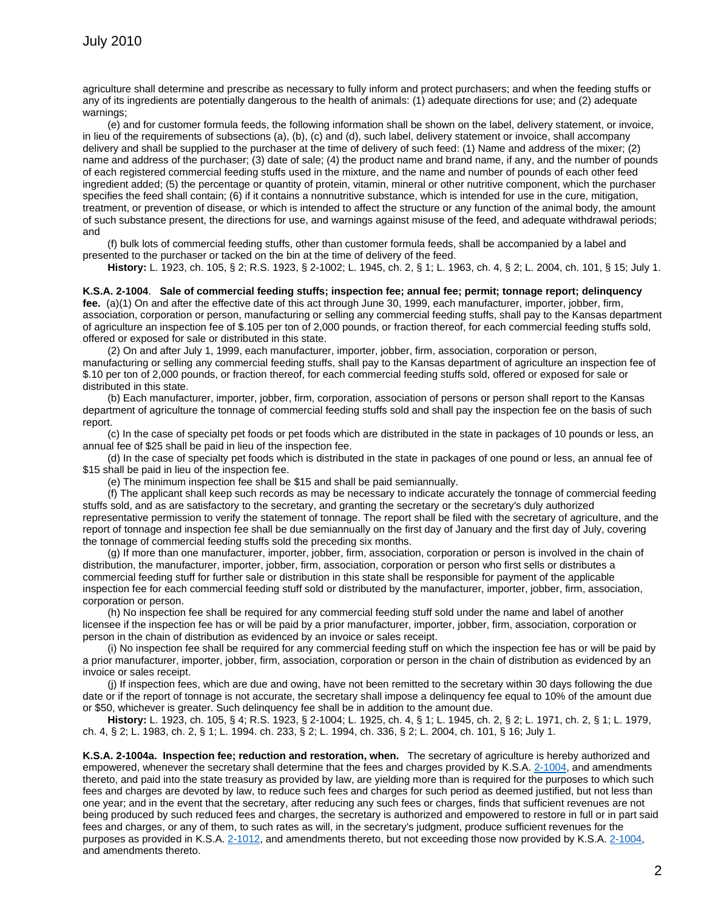agriculture shall determine and prescribe as necessary to fully inform and protect purchasers; and when the feeding stuffs or any of its ingredients are potentially dangerous to the health of animals: (1) adequate directions for use; and (2) adequate warnings;

(e) and for customer formula feeds, the following information shall be shown on the label, delivery statement, or invoice, in lieu of the requirements of subsections (a), (b), (c) and (d), such label, delivery statement or invoice, shall accompany delivery and shall be supplied to the purchaser at the time of delivery of such feed: (1) Name and address of the mixer; (2) name and address of the purchaser; (3) date of sale; (4) the product name and brand name, if any, and the number of pounds of each registered commercial feeding stuffs used in the mixture, and the name and number of pounds of each other feed ingredient added; (5) the percentage or quantity of protein, vitamin, mineral or other nutritive component, which the purchaser specifies the feed shall contain; (6) if it contains a nonnutritive substance, which is intended for use in the cure, mitigation, treatment, or prevention of disease, or which is intended to affect the structure or any function of the animal body, the amount of such substance present, the directions for use, and warnings against misuse of the feed, and adequate withdrawal periods; and

(f) bulk lots of commercial feeding stuffs, other than customer formula feeds, shall be accompanied by a label and presented to the purchaser or tacked on the bin at the time of delivery of the feed.

**History:** L. 1923, ch. 105, § 2; R.S. 1923, § 2-1002; L. 1945, ch. 2, § 1; L. 1963, ch. 4, § 2; L. 2004, ch. 101, § 15; July 1.

**K.S.A. 2-1004**. **Sale of commercial feeding stuffs; inspection fee; annual fee; permit; tonnage report; delinquency fee.** (a)(1) On and after the effective date of this act through June 30, 1999, each manufacturer, importer, jobber, firm, association, corporation or person, manufacturing or selling any commercial feeding stuffs, shall pay to the Kansas department of agriculture an inspection fee of $.105 per ton of 2,000 pounds, or fraction thereof, for each commercial feeding stuffs sold, offered or exposed for sale or distributed in this state.

(2) On and after July 1, 1999, each manufacturer, importer, jobber, firm, association, corporation or person, manufacturing or selling any commercial feeding stuffs, shall pay to the Kansas department of agriculture an inspection fee of $.10 per ton of 2,000 pounds, or fraction thereof, for each commercial feeding stuffs sold, offered or exposed for sale or distributed in this state.

(b) Each manufacturer, importer, jobber, firm, corporation, association of persons or person shall report to the Kansas department of agriculture the tonnage of commercial feeding stuffs sold and shall pay the inspection fee on the basis of such report.

(c) In the case of specialty pet foods or pet foods which are distributed in the state in packages of 10 pounds or less, an annual fee of $25 shall be paid in lieu of the inspection fee.

(d) In the case of specialty pet foods which is distributed in the state in packages of one pound or less, an annual fee of $15 shall be paid in lieu of the inspection fee.

(e) The minimum inspection fee shall be $15 and shall be paid semiannually.

(f) The applicant shall keep such records as may be necessary to indicate accurately the tonnage of commercial feeding stuffs sold, and as are satisfactory to the secretary, and granting the secretary or the secretary's duly authorized representative permission to verify the statement of tonnage. The report shall be filed with the secretary of agriculture, and the report of tonnage and inspection fee shall be due semiannually on the first day of January and the first day of July, covering the tonnage of commercial feeding stuffs sold the preceding six months.

(g) If more than one manufacturer, importer, jobber, firm, association, corporation or person is involved in the chain of distribution, the manufacturer, importer, jobber, firm, association, corporation or person who first sells or distributes a commercial feeding stuff for further sale or distribution in this state shall be responsible for payment of the applicable inspection fee for each commercial feeding stuff sold or distributed by the manufacturer, importer, jobber, firm, association, corporation or person.

(h) No inspection fee shall be required for any commercial feeding stuff sold under the name and label of another licensee if the inspection fee has or will be paid by a prior manufacturer, importer, jobber, firm, association, corporation or person in the chain of distribution as evidenced by an invoice or sales receipt.

(i) No inspection fee shall be required for any commercial feeding stuff on which the inspection fee has or will be paid by a prior manufacturer, importer, jobber, firm, association, corporation or person in the chain of distribution as evidenced by an invoice or sales receipt.

(j) If inspection fees, which are due and owing, have not been remitted to the secretary within 30 days following the due date or if the report of tonnage is not accurate, the secretary shall impose a delinquency fee equal to 10% of the amount due or $50, whichever is greater. Such delinquency fee shall be in addition to the amount due.

**History:** L. 1923, ch. 105, § 4; R.S. 1923, § 2-1004; L. 1925, ch. 4, § 1; L. 1945, ch. 2, § 2; L. 1971, ch. 2, § 1; L. 1979, ch. 4, § 2; L. 1983, ch. 2, § 1; L. 1994. ch. 233, § 2; L. 1994, ch. 336, § 2; L. 2004, ch. 101, § 16; July 1.

**K.S.A. 2-1004a. Inspection fee; reduction and restoration, when.** The secretary of agriculture is hereby authorized and empowered, whenever the secretary shall determine that the fees and charges provided by K.S.A. 2-1004, and amendments thereto, and paid into the state treasury as provided by law, are yielding more than is required for the purposes to which such fees and charges are devoted by law, to reduce such fees and charges for such period as deemed justified, but not less than one year; and in the event that the secretary, after reducing any such fees or charges, finds that sufficient revenues are not being produced by such reduced fees and charges, the secretary is authorized and empowered to restore in full or in part said fees and charges, or any of them, to such rates as will, in the secretary's judgment, produce sufficient revenues for the purposes as provided in K.S.A. 2-1012, and amendments thereto, but not exceeding those now provided by K.S.A. 2-1004, and amendments thereto.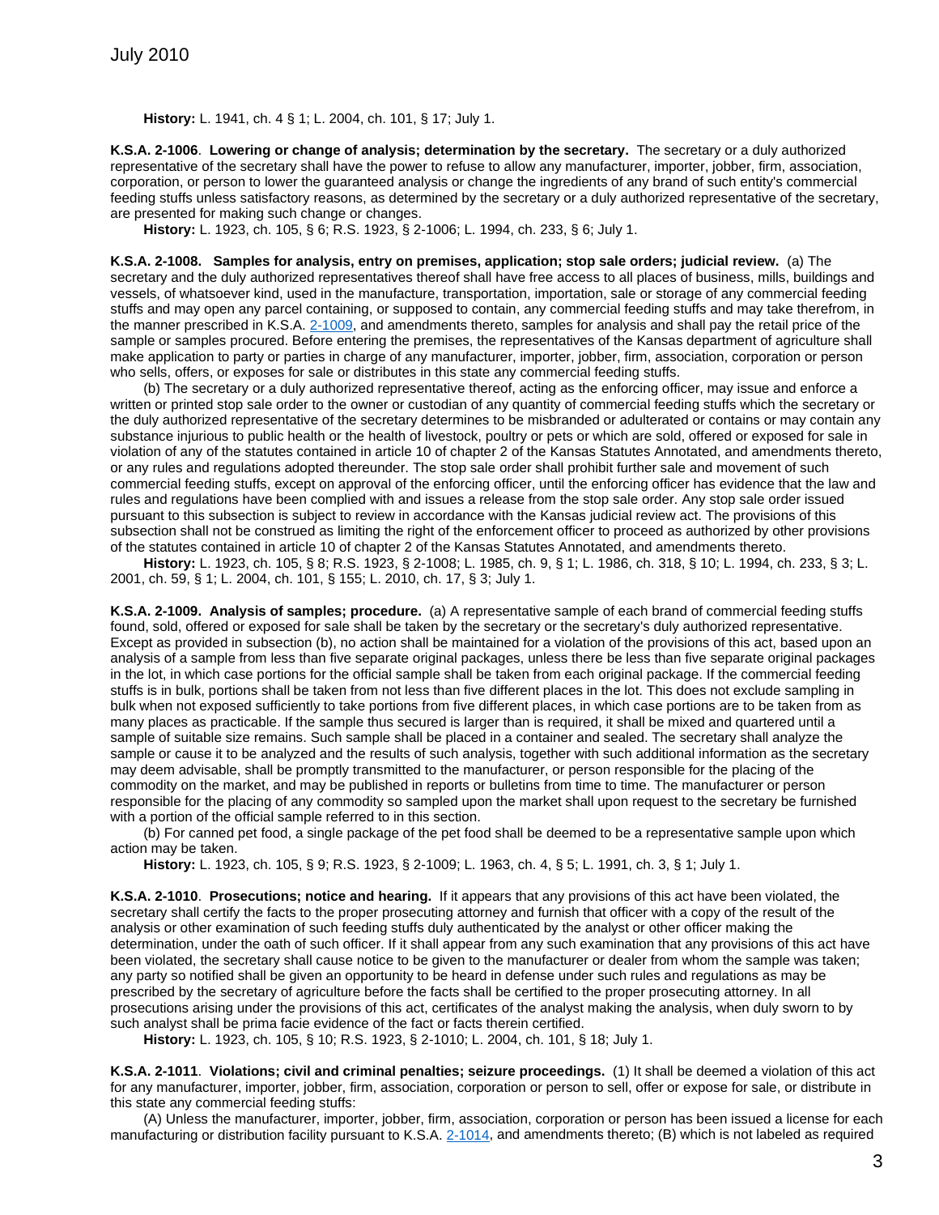**History:** L. 1941, ch. 4 § 1; L. 2004, ch. 101, § 17; July 1.

**K.S.A. 2-1006**. **Lowering or change of analysis; determination by the secretary.** The secretary or a duly authorized representative of the secretary shall have the power to refuse to allow any manufacturer, importer, jobber, firm, association, corporation, or person to lower the guaranteed analysis or change the ingredients of any brand of such entity's commercial feeding stuffs unless satisfactory reasons, as determined by the secretary or a duly authorized representative of the secretary, are presented for making such change or changes.

**History:** L. 1923, ch. 105, § 6; R.S. 1923, § 2-1006; L. 1994, ch. 233, § 6; July 1.

**K.S.A. 2-1008. Samples for analysis, entry on premises, application; stop sale orders; judicial review.** (a) The secretary and the duly authorized representatives thereof shall have free access to all places of business, mills, buildings and vessels, of whatsoever kind, used in the manufacture, transportation, importation, sale or storage of any commercial feeding stuffs and may open any parcel containing, or supposed to contain, any commercial feeding stuffs and may take therefrom, in the manner prescribed in K.S.A. 2-1009, and amendments thereto, samples for analysis and shall pay the retail price of the sample or samples procured. Before entering the premises, the representatives of the Kansas department of agriculture shall make application to party or parties in charge of any manufacturer, importer, jobber, firm, association, corporation or person who sells, offers, or exposes for sale or distributes in this state any commercial feeding stuffs.

(b) The secretary or a duly authorized representative thereof, acting as the enforcing officer, may issue and enforce a written or printed stop sale order to the owner or custodian of any quantity of commercial feeding stuffs which the secretary or the duly authorized representative of the secretary determines to be misbranded or adulterated or contains or may contain any substance injurious to public health or the health of livestock, poultry or pets or which are sold, offered or exposed for sale in violation of any of the statutes contained in article 10 of chapter 2 of the Kansas Statutes Annotated, and amendments thereto, or any rules and regulations adopted thereunder. The stop sale order shall prohibit further sale and movement of such commercial feeding stuffs, except on approval of the enforcing officer, until the enforcing officer has evidence that the law and rules and regulations have been complied with and issues a release from the stop sale order. Any stop sale order issued pursuant to this subsection is subject to review in accordance with the Kansas judicial review act. The provisions of this subsection shall not be construed as limiting the right of the enforcement officer to proceed as authorized by other provisions of the statutes contained in article 10 of chapter 2 of the Kansas Statutes Annotated, and amendments thereto.

**History:** L. 1923, ch. 105, § 8; R.S. 1923, § 2-1008; L. 1985, ch. 9, § 1; L. 1986, ch. 318, § 10; L. 1994, ch. 233, § 3; L. 2001, ch. 59, § 1; L. 2004, ch. 101, § 155; L. 2010, ch. 17, § 3; July 1.

**K.S.A. 2-1009. Analysis of samples; procedure.** (a) A representative sample of each brand of commercial feeding stuffs found, sold, offered or exposed for sale shall be taken by the secretary or the secretary's duly authorized representative. Except as provided in subsection (b), no action shall be maintained for a violation of the provisions of this act, based upon an analysis of a sample from less than five separate original packages, unless there be less than five separate original packages in the lot, in which case portions for the official sample shall be taken from each original package. If the commercial feeding stuffs is in bulk, portions shall be taken from not less than five different places in the lot. This does not exclude sampling in bulk when not exposed sufficiently to take portions from five different places, in which case portions are to be taken from as many places as practicable. If the sample thus secured is larger than is required, it shall be mixed and quartered until a sample of suitable size remains. Such sample shall be placed in a container and sealed. The secretary shall analyze the sample or cause it to be analyzed and the results of such analysis, together with such additional information as the secretary may deem advisable, shall be promptly transmitted to the manufacturer, or person responsible for the placing of the commodity on the market, and may be published in reports or bulletins from time to time. The manufacturer or person responsible for the placing of any commodity so sampled upon the market shall upon request to the secretary be furnished with a portion of the official sample referred to in this section.

(b) For canned pet food, a single package of the pet food shall be deemed to be a representative sample upon which action may be taken.

**History:** L. 1923, ch. 105, § 9; R.S. 1923, § 2-1009; L. 1963, ch. 4, § 5; L. 1991, ch. 3, § 1; July 1.

**K.S.A. 2-1010**. **Prosecutions; notice and hearing.** If it appears that any provisions of this act have been violated, the secretary shall certify the facts to the proper prosecuting attorney and furnish that officer with a copy of the result of the analysis or other examination of such feeding stuffs duly authenticated by the analyst or other officer making the determination, under the oath of such officer. If it shall appear from any such examination that any provisions of this act have been violated, the secretary shall cause notice to be given to the manufacturer or dealer from whom the sample was taken; any party so notified shall be given an opportunity to be heard in defense under such rules and regulations as may be prescribed by the secretary of agriculture before the facts shall be certified to the proper prosecuting attorney. In all prosecutions arising under the provisions of this act, certificates of the analyst making the analysis, when duly sworn to by such analyst shall be prima facie evidence of the fact or facts therein certified.

**History:** L. 1923, ch. 105, § 10; R.S. 1923, § 2-1010; L. 2004, ch. 101, § 18; July 1.

**K.S.A. 2-1011**. **Violations; civil and criminal penalties; seizure proceedings.** (1) It shall be deemed a violation of this act for any manufacturer, importer, jobber, firm, association, corporation or person to sell, offer or expose for sale, or distribute in this state any commercial feeding stuffs:

(A) Unless the manufacturer, importer, jobber, firm, association, corporation or person has been issued a license for each manufacturing or distribution facility pursuant to K.S.A. 2-1014, and amendments thereto; (B) which is not labeled as required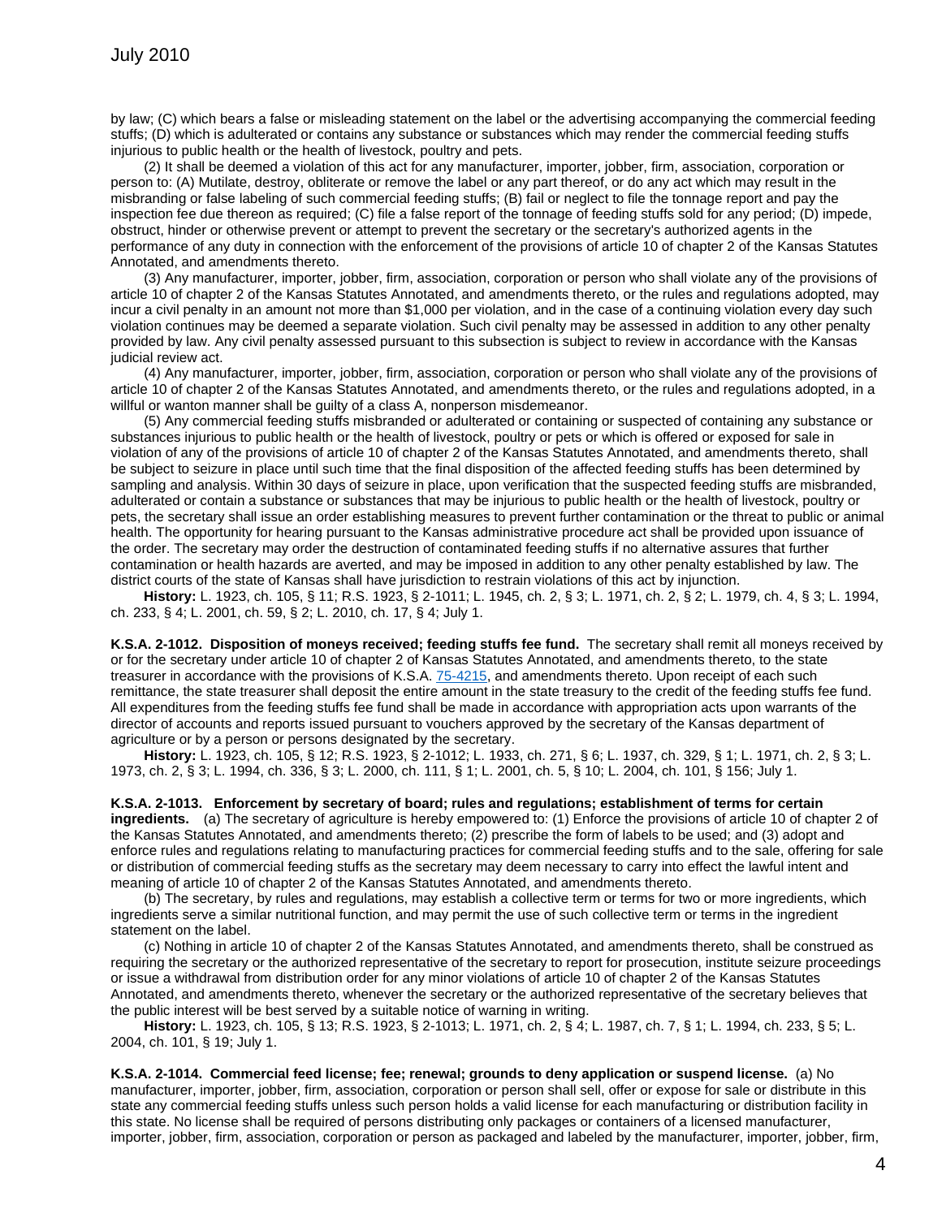by law; (C) which bears a false or misleading statement on the label or the advertising accompanying the commercial feeding stuffs; (D) which is adulterated or contains any substance or substances which may render the commercial feeding stuffs injurious to public health or the health of livestock, poultry and pets.

(2) It shall be deemed a violation of this act for any manufacturer, importer, jobber, firm, association, corporation or person to: (A) Mutilate, destroy, obliterate or remove the label or any part thereof, or do any act which may result in the misbranding or false labeling of such commercial feeding stuffs; (B) fail or neglect to file the tonnage report and pay the inspection fee due thereon as required; (C) file a false report of the tonnage of feeding stuffs sold for any period; (D) impede, obstruct, hinder or otherwise prevent or attempt to prevent the secretary or the secretary's authorized agents in the performance of any duty in connection with the enforcement of the provisions of article 10 of chapter 2 of the Kansas Statutes Annotated, and amendments thereto.

(3) Any manufacturer, importer, jobber, firm, association, corporation or person who shall violate any of the provisions of article 10 of chapter 2 of the Kansas Statutes Annotated, and amendments thereto, or the rules and regulations adopted, may incur a civil penalty in an amount not more than $1,000 per violation, and in the case of a continuing violation every day such violation continues may be deemed a separate violation. Such civil penalty may be assessed in addition to any other penalty provided by law. Any civil penalty assessed pursuant to this subsection is subject to review in accordance with the Kansas judicial review act.

(4) Any manufacturer, importer, jobber, firm, association, corporation or person who shall violate any of the provisions of article 10 of chapter 2 of the Kansas Statutes Annotated, and amendments thereto, or the rules and regulations adopted, in a willful or wanton manner shall be guilty of a class A, nonperson misdemeanor.

(5) Any commercial feeding stuffs misbranded or adulterated or containing or suspected of containing any substance or substances injurious to public health or the health of livestock, poultry or pets or which is offered or exposed for sale in violation of any of the provisions of article 10 of chapter 2 of the Kansas Statutes Annotated, and amendments thereto, shall be subject to seizure in place until such time that the final disposition of the affected feeding stuffs has been determined by sampling and analysis. Within 30 days of seizure in place, upon verification that the suspected feeding stuffs are misbranded, adulterated or contain a substance or substances that may be injurious to public health or the health of livestock, poultry or pets, the secretary shall issue an order establishing measures to prevent further contamination or the threat to public or animal health. The opportunity for hearing pursuant to the Kansas administrative procedure act shall be provided upon issuance of the order. The secretary may order the destruction of contaminated feeding stuffs if no alternative assures that further contamination or health hazards are averted, and may be imposed in addition to any other penalty established by law. The district courts of the state of Kansas shall have jurisdiction to restrain violations of this act by injunction.

**History:** L. 1923, ch. 105, § 11; R.S. 1923, § 2-1011; L. 1945, ch. 2, § 3; L. 1971, ch. 2, § 2; L. 1979, ch. 4, § 3; L. 1994, ch. 233, § 4; L. 2001, ch. 59, § 2; L. 2010, ch. 17, § 4; July 1.

**K.S.A. 2-1012. Disposition of moneys received; feeding stuffs fee fund.** The secretary shall remit all moneys received by or for the secretary under article 10 of chapter 2 of Kansas Statutes Annotated, and amendments thereto, to the state treasurer in accordance with the provisions of K.S.A. 75-4215, and amendments thereto. Upon receipt of each such remittance, the state treasurer shall deposit the entire amount in the state treasury to the credit of the feeding stuffs fee fund. All expenditures from the feeding stuffs fee fund shall be made in accordance with appropriation acts upon warrants of the director of accounts and reports issued pursuant to vouchers approved by the secretary of the Kansas department of agriculture or by a person or persons designated by the secretary.

**History:** L. 1923, ch. 105, § 12; R.S. 1923, § 2-1012; L. 1933, ch. 271, § 6; L. 1937, ch. 329, § 1; L. 1971, ch. 2, § 3; L. 1973, ch. 2, § 3; L. 1994, ch. 336, § 3; L. 2000, ch. 111, § 1; L. 2001, ch. 5, § 10; L. 2004, ch. 101, § 156; July 1.

**K.S.A. 2-1013. Enforcement by secretary of board; rules and regulations; establishment of terms for certain ingredients.** (a) The secretary of agriculture is hereby empowered to: (1) Enforce the provisions of article 10 of chapter 2 of the Kansas Statutes Annotated, and amendments thereto; (2) prescribe the form of labels to be used; and (3) adopt and enforce rules and regulations relating to manufacturing practices for commercial feeding stuffs and to the sale, offering for sale or distribution of commercial feeding stuffs as the secretary may deem necessary to carry into effect the lawful intent and meaning of article 10 of chapter 2 of the Kansas Statutes Annotated, and amendments thereto.

(b) The secretary, by rules and regulations, may establish a collective term or terms for two or more ingredients, which ingredients serve a similar nutritional function, and may permit the use of such collective term or terms in the ingredient statement on the label.

(c) Nothing in article 10 of chapter 2 of the Kansas Statutes Annotated, and amendments thereto, shall be construed as requiring the secretary or the authorized representative of the secretary to report for prosecution, institute seizure proceedings or issue a withdrawal from distribution order for any minor violations of article 10 of chapter 2 of the Kansas Statutes Annotated, and amendments thereto, whenever the secretary or the authorized representative of the secretary believes that the public interest will be best served by a suitable notice of warning in writing.

**History:** L. 1923, ch. 105, § 13; R.S. 1923, § 2-1013; L. 1971, ch. 2, § 4; L. 1987, ch. 7, § 1; L. 1994, ch. 233, § 5; L. 2004, ch. 101, § 19; July 1.

**K.S.A. 2-1014. Commercial feed license; fee; renewal; grounds to deny application or suspend license.** (a) No manufacturer, importer, jobber, firm, association, corporation or person shall sell, offer or expose for sale or distribute in this state any commercial feeding stuffs unless such person holds a valid license for each manufacturing or distribution facility in this state. No license shall be required of persons distributing only packages or containers of a licensed manufacturer, importer, jobber, firm, association, corporation or person as packaged and labeled by the manufacturer, importer, jobber, firm,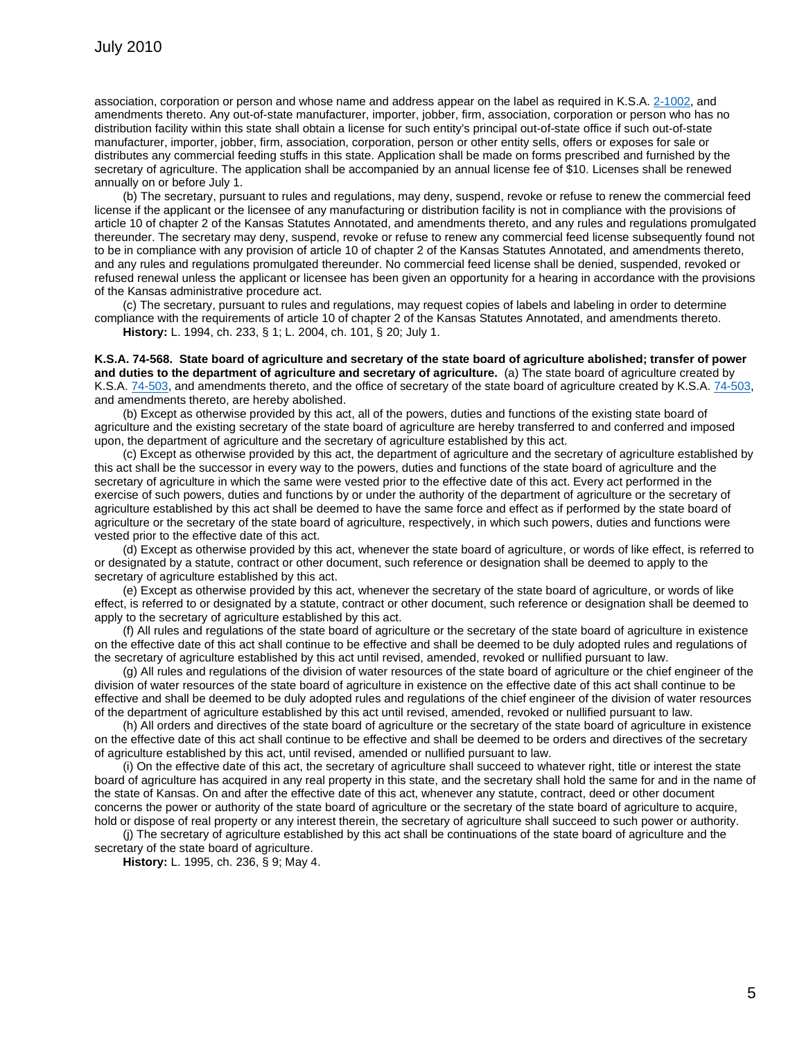association, corporation or person and whose name and address appear on the label as required in K.S.A. 2-1002, and amendments thereto. Any out-of-state manufacturer, importer, jobber, firm, association, corporation or person who has no distribution facility within this state shall obtain a license for such entity's principal out-of-state office if such out-of-state manufacturer, importer, jobber, firm, association, corporation, person or other entity sells, offers or exposes for sale or distributes any commercial feeding stuffs in this state. Application shall be made on forms prescribed and furnished by the secretary of agriculture. The application shall be accompanied by an annual license fee of $10. Licenses shall be renewed annually on or before July 1.

(b) The secretary, pursuant to rules and regulations, may deny, suspend, revoke or refuse to renew the commercial feed license if the applicant or the licensee of any manufacturing or distribution facility is not in compliance with the provisions of article 10 of chapter 2 of the Kansas Statutes Annotated, and amendments thereto, and any rules and regulations promulgated thereunder. The secretary may deny, suspend, revoke or refuse to renew any commercial feed license subsequently found not to be in compliance with any provision of article 10 of chapter 2 of the Kansas Statutes Annotated, and amendments thereto, and any rules and regulations promulgated thereunder. No commercial feed license shall be denied, suspended, revoked or refused renewal unless the applicant or licensee has been given an opportunity for a hearing in accordance with the provisions of the Kansas administrative procedure act.

(c) The secretary, pursuant to rules and regulations, may request copies of labels and labeling in order to determine compliance with the requirements of article 10 of chapter 2 of the Kansas Statutes Annotated, and amendments thereto.

**History:** L. 1994, ch. 233, § 1; L. 2004, ch. 101, § 20; July 1.

**K.S.A. 74-568. State board of agriculture and secretary of the state board of agriculture abolished; transfer of power and duties to the department of agriculture and secretary of agriculture.** (a) The state board of agriculture created by K.S.A. 74-503, and amendments thereto, and the office of secretary of the state board of agriculture created by K.S.A. 74-503, and amendments thereto, are hereby abolished.

(b) Except as otherwise provided by this act, all of the powers, duties and functions of the existing state board of agriculture and the existing secretary of the state board of agriculture are hereby transferred to and conferred and imposed upon, the department of agriculture and the secretary of agriculture established by this act.

(c) Except as otherwise provided by this act, the department of agriculture and the secretary of agriculture established by this act shall be the successor in every way to the powers, duties and functions of the state board of agriculture and the secretary of agriculture in which the same were vested prior to the effective date of this act. Every act performed in the exercise of such powers, duties and functions by or under the authority of the department of agriculture or the secretary of agriculture established by this act shall be deemed to have the same force and effect as if performed by the state board of agriculture or the secretary of the state board of agriculture, respectively, in which such powers, duties and functions were vested prior to the effective date of this act.

(d) Except as otherwise provided by this act, whenever the state board of agriculture, or words of like effect, is referred to or designated by a statute, contract or other document, such reference or designation shall be deemed to apply to the secretary of agriculture established by this act.

(e) Except as otherwise provided by this act, whenever the secretary of the state board of agriculture, or words of like effect, is referred to or designated by a statute, contract or other document, such reference or designation shall be deemed to apply to the secretary of agriculture established by this act.

(f) All rules and regulations of the state board of agriculture or the secretary of the state board of agriculture in existence on the effective date of this act shall continue to be effective and shall be deemed to be duly adopted rules and regulations of the secretary of agriculture established by this act until revised, amended, revoked or nullified pursuant to law.

(g) All rules and regulations of the division of water resources of the state board of agriculture or the chief engineer of the division of water resources of the state board of agriculture in existence on the effective date of this act shall continue to be effective and shall be deemed to be duly adopted rules and regulations of the chief engineer of the division of water resources of the department of agriculture established by this act until revised, amended, revoked or nullified pursuant to law.

(h) All orders and directives of the state board of agriculture or the secretary of the state board of agriculture in existence on the effective date of this act shall continue to be effective and shall be deemed to be orders and directives of the secretary of agriculture established by this act, until revised, amended or nullified pursuant to law.

(i) On the effective date of this act, the secretary of agriculture shall succeed to whatever right, title or interest the state board of agriculture has acquired in any real property in this state, and the secretary shall hold the same for and in the name of the state of Kansas. On and after the effective date of this act, whenever any statute, contract, deed or other document concerns the power or authority of the state board of agriculture or the secretary of the state board of agriculture to acquire, hold or dispose of real property or any interest therein, the secretary of agriculture shall succeed to such power or authority.

(j) The secretary of agriculture established by this act shall be continuations of the state board of agriculture and the secretary of the state board of agriculture.

**History:** L. 1995, ch. 236, § 9; May 4.